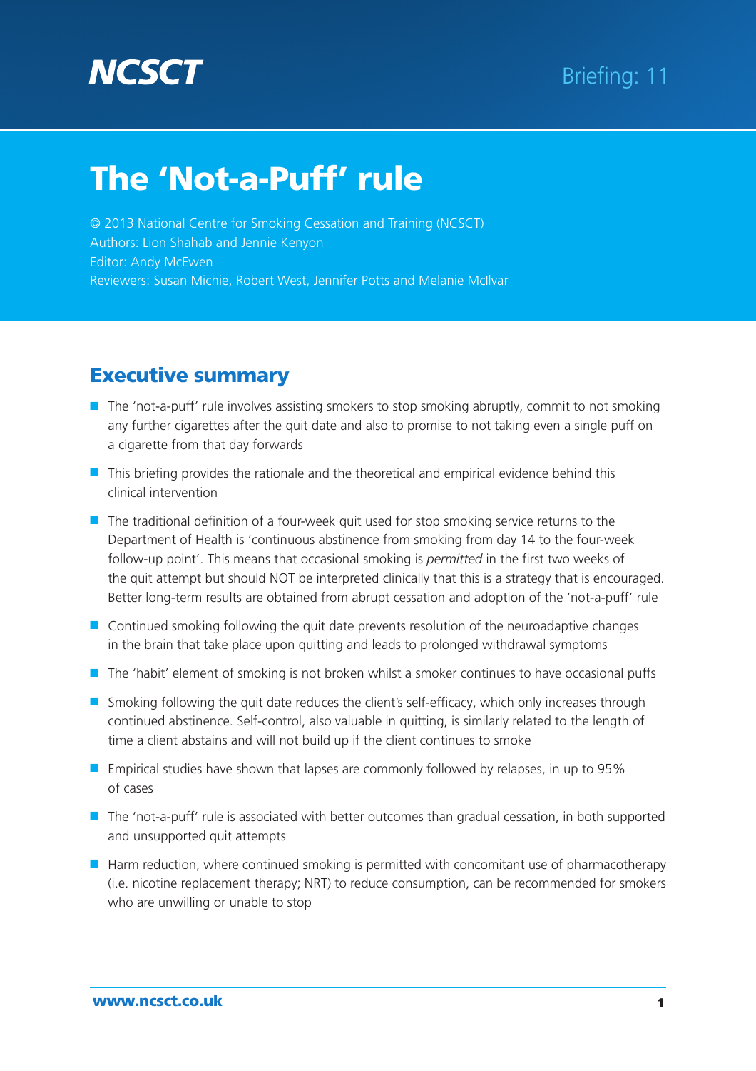NCSCT

Briefing: 11

# The 'Not-a-Puff' rule

© 2013 National Centre for Smoking Cessation and Training (NCSCT)
Authors: Lion Shahab and Jennie Kenyon
Editor: Andy McEwen
Reviewers: Susan Michie, Robert West, Jennifer Potts and Melanie McIlvar

## Executive summary

- The 'not-a-puff' rule involves assisting smokers to stop smoking abruptly, commit to not smoking any further cigarettes after the quit date and also to promise to not taking even a single puff on a cigarette from that day forwards
- This briefing provides the rationale and the theoretical and empirical evidence behind this clinical intervention
- The traditional definition of a four-week quit used for stop smoking service returns to the Department of Health is 'continuous abstinence from smoking from day 14 to the four-week follow-up point'. This means that occasional smoking is *permitted* in the first two weeks of the quit attempt but should NOT be interpreted clinically that this is a strategy that is encouraged. Better long-term results are obtained from abrupt cessation and adoption of the 'not-a-puff' rule
- Continued smoking following the quit date prevents resolution of the neuroadaptive changes in the brain that take place upon quitting and leads to prolonged withdrawal symptoms
- The 'habit' element of smoking is not broken whilst a smoker continues to have occasional puffs
- Smoking following the quit date reduces the client's self-efficacy, which only increases through continued abstinence. Self-control, also valuable in quitting, is similarly related to the length of time a client abstains and will not build up if the client continues to smoke
- Empirical studies have shown that lapses are commonly followed by relapses, in up to 95% of cases
- The 'not-a-puff' rule is associated with better outcomes than gradual cessation, in both supported and unsupported quit attempts
- Harm reduction, where continued smoking is permitted with concomitant use of pharmacotherapy (i.e. nicotine replacement therapy; NRT) to reduce consumption, can be recommended for smokers who are unwilling or unable to stop

www.ncsct.co.uk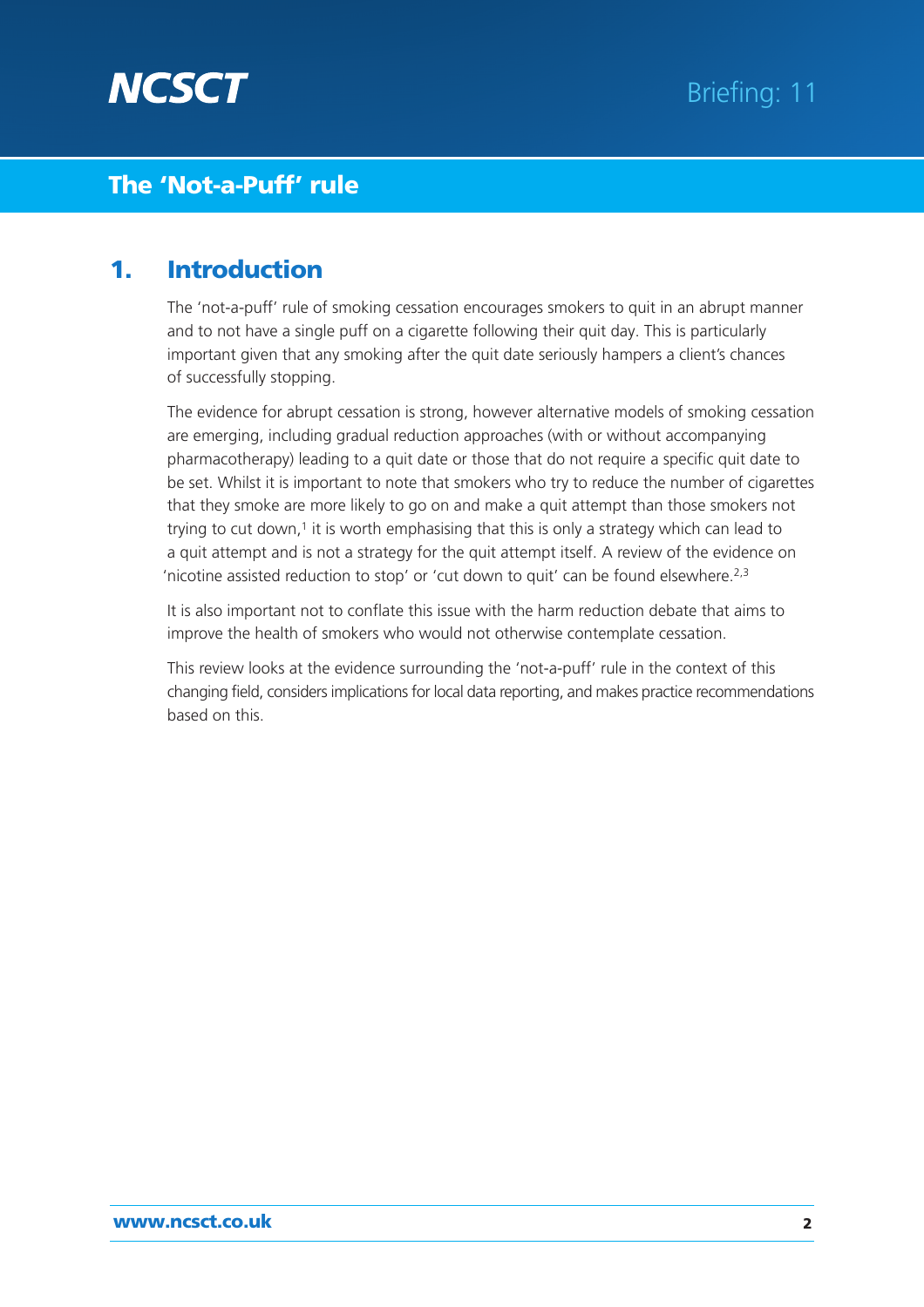# The 'Not-a-Puff' rule

## 1. Introduction

The 'not-a-puff' rule of smoking cessation encourages smokers to quit in an abrupt manner and to not have a single puff on a cigarette following their quit day. This is particularly important given that any smoking after the quit date seriously hampers a client's chances of successfully stopping.

The evidence for abrupt cessation is strong, however alternative models of smoking cessation are emerging, including gradual reduction approaches (with or without accompanying pharmacotherapy) leading to a quit date or those that do not require a specific quit date to be set. Whilst it is important to note that smokers who try to reduce the number of cigarettes that they smoke are more likely to go on and make a quit attempt than those smokers not trying to cut down,[1] it is worth emphasising that this is only a strategy which can lead to a quit attempt and is not a strategy for the quit attempt itself. A review of the evidence on 'nicotine assisted reduction to stop' or 'cut down to quit' can be found elsewhere.[2,3]

It is also important not to conflate this issue with the harm reduction debate that aims to improve the health of smokers who would not otherwise contemplate cessation.

This review looks at the evidence surrounding the 'not-a-puff' rule in the context of this changing field, considers implications for local data reporting, and makes practice recommendations based on this.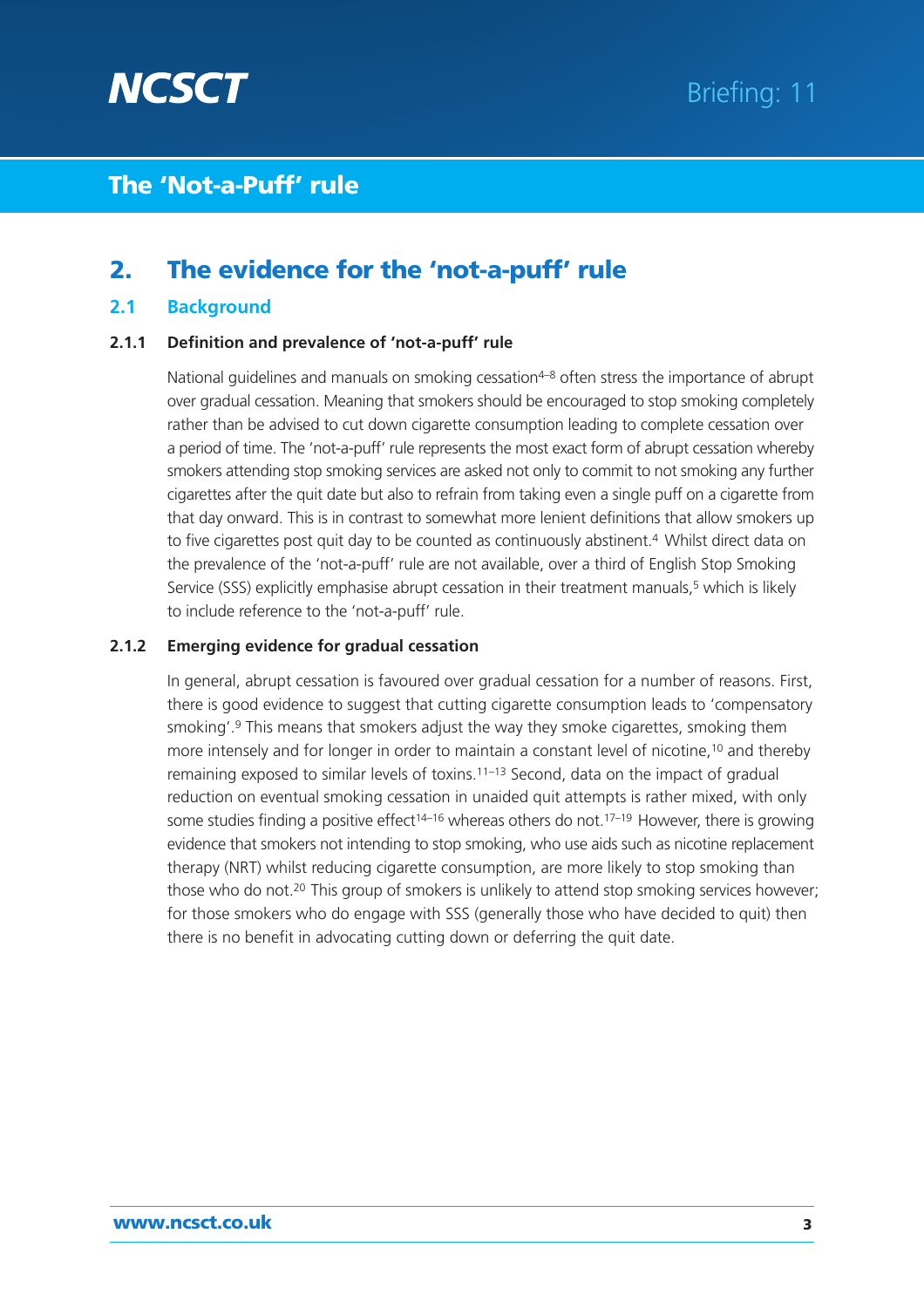## 2. The evidence for the 'not-a-puff' rule

### 2.1 Background

#### 2.1.1 Definition and prevalence of 'not-a-puff' rule

National guidelines and manuals on smoking cessation[4–8] often stress the importance of abrupt over gradual cessation. Meaning that smokers should be encouraged to stop smoking completely rather than be advised to cut down cigarette consumption leading to complete cessation over a period of time. The 'not-a-puff' rule represents the most exact form of abrupt cessation whereby smokers attending stop smoking services are asked not only to commit to not smoking any further cigarettes after the quit date but also to refrain from taking even a single puff on a cigarette from that day onward. This is in contrast to somewhat more lenient definitions that allow smokers up to five cigarettes post quit day to be counted as continuously abstinent.[4] Whilst direct data on the prevalence of the 'not-a-puff' rule are not available, over a third of English Stop Smoking Service (SSS) explicitly emphasise abrupt cessation in their treatment manuals,[5] which is likely to include reference to the 'not-a-puff' rule.

#### 2.1.2 Emerging evidence for gradual cessation

In general, abrupt cessation is favoured over gradual cessation for a number of reasons. First, there is good evidence to suggest that cutting cigarette consumption leads to 'compensatory smoking'.[9] This means that smokers adjust the way they smoke cigarettes, smoking them more intensely and for longer in order to maintain a constant level of nicotine,[10] and thereby remaining exposed to similar levels of toxins.[11–13] Second, data on the impact of gradual reduction on eventual smoking cessation in unaided quit attempts is rather mixed, with only some studies finding a positive effect[14–16] whereas others do not.[17–19] However, there is growing evidence that smokers not intending to stop smoking, who use aids such as nicotine replacement therapy (NRT) whilst reducing cigarette consumption, are more likely to stop smoking than those who do not.[20] This group of smokers is unlikely to attend stop smoking services however; for those smokers who do engage with SSS (generally those who have decided to quit) then there is no benefit in advocating cutting down or deferring the quit date.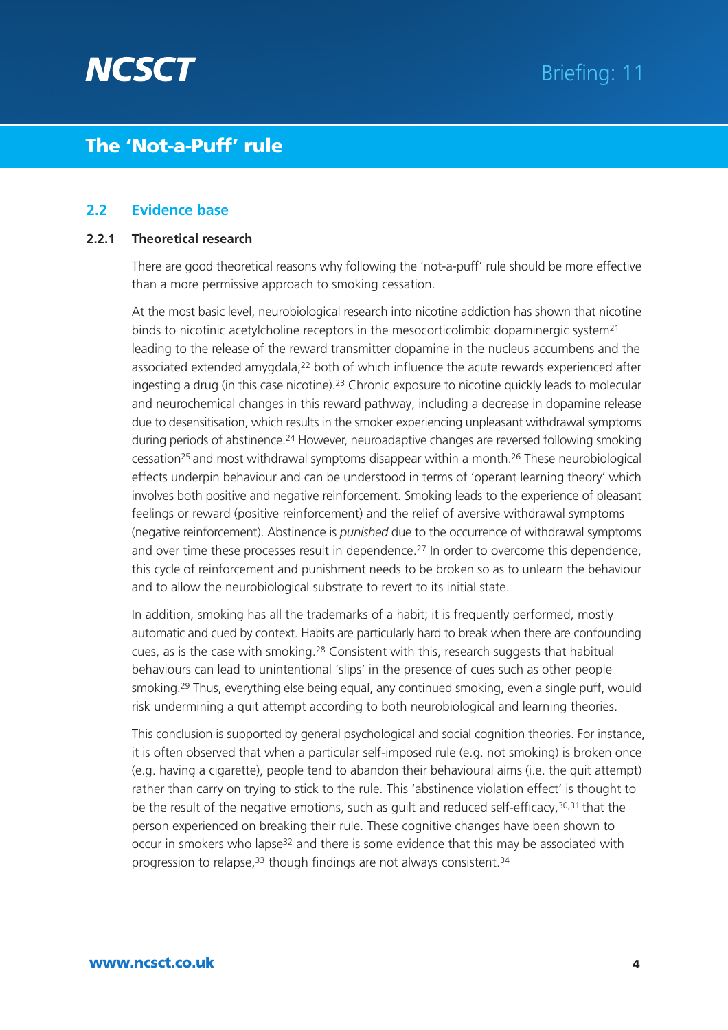### 2.2 Evidence base

#### 2.2.1 Theoretical research

There are good theoretical reasons why following the 'not-a-puff' rule should be more effective than a more permissive approach to smoking cessation.

At the most basic level, neurobiological research into nicotine addiction has shown that nicotine binds to nicotinic acetylcholine receptors in the mesocorticolimbic dopaminergic system[21] leading to the release of the reward transmitter dopamine in the nucleus accumbens and the associated extended amygdala,[22] both of which influence the acute rewards experienced after ingesting a drug (in this case nicotine).[23] Chronic exposure to nicotine quickly leads to molecular and neurochemical changes in this reward pathway, including a decrease in dopamine release due to desensitisation, which results in the smoker experiencing unpleasant withdrawal symptoms during periods of abstinence.[24] However, neuroadaptive changes are reversed following smoking cessation[25] and most withdrawal symptoms disappear within a month.[26] These neurobiological effects underpin behaviour and can be understood in terms of 'operant learning theory' which involves both positive and negative reinforcement. Smoking leads to the experience of pleasant feelings or reward (positive reinforcement) and the relief of aversive withdrawal symptoms (negative reinforcement). Abstinence is *punished* due to the occurrence of withdrawal symptoms and over time these processes result in dependence.[27] In order to overcome this dependence, this cycle of reinforcement and punishment needs to be broken so as to unlearn the behaviour and to allow the neurobiological substrate to revert to its initial state.

In addition, smoking has all the trademarks of a habit; it is frequently performed, mostly automatic and cued by context. Habits are particularly hard to break when there are confounding cues, as is the case with smoking.[28] Consistent with this, research suggests that habitual behaviours can lead to unintentional 'slips' in the presence of cues such as other people smoking.[29] Thus, everything else being equal, any continued smoking, even a single puff, would risk undermining a quit attempt according to both neurobiological and learning theories.

This conclusion is supported by general psychological and social cognition theories. For instance, it is often observed that when a particular self-imposed rule (e.g. not smoking) is broken once (e.g. having a cigarette), people tend to abandon their behavioural aims (i.e. the quit attempt) rather than carry on trying to stick to the rule. This 'abstinence violation effect' is thought to be the result of the negative emotions, such as guilt and reduced self-efficacy,[30,31] that the person experienced on breaking their rule. These cognitive changes have been shown to occur in smokers who lapse[32] and there is some evidence that this may be associated with progression to relapse,[33] though findings are not always consistent.[34]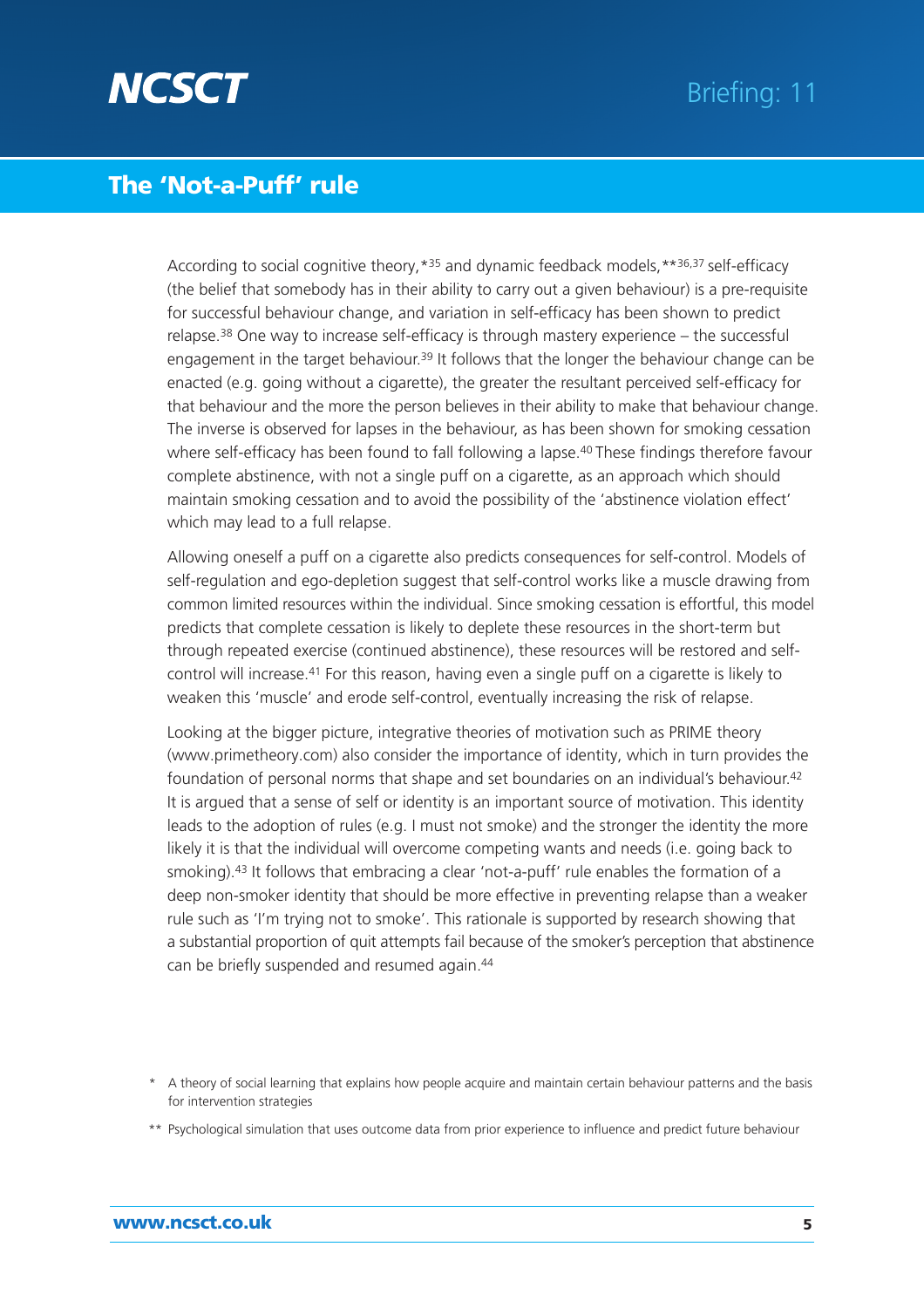## The 'Not-a-Puff' rule

According to social cognitive theory,*[35] and dynamic feedback models,**[36,37] self-efficacy (the belief that somebody has in their ability to carry out a given behaviour) is a pre-requisite for successful behaviour change, and variation in self-efficacy has been shown to predict relapse.[38] One way to increase self-efficacy is through mastery experience – the successful engagement in the target behaviour.[39] It follows that the longer the behaviour change can be enacted (e.g. going without a cigarette), the greater the resultant perceived self-efficacy for that behaviour and the more the person believes in their ability to make that behaviour change. The inverse is observed for lapses in the behaviour, as has been shown for smoking cessation where self-efficacy has been found to fall following a lapse.[40] These findings therefore favour complete abstinence, with not a single puff on a cigarette, as an approach which should maintain smoking cessation and to avoid the possibility of the 'abstinence violation effect' which may lead to a full relapse.

Allowing oneself a puff on a cigarette also predicts consequences for self-control. Models of self-regulation and ego-depletion suggest that self-control works like a muscle drawing from common limited resources within the individual. Since smoking cessation is effortful, this model predicts that complete cessation is likely to deplete these resources in the short-term but through repeated exercise (continued abstinence), these resources will be restored and self-control will increase.[41] For this reason, having even a single puff on a cigarette is likely to weaken this 'muscle' and erode self-control, eventually increasing the risk of relapse.

Looking at the bigger picture, integrative theories of motivation such as PRIME theory (www.primetheory.com) also consider the importance of identity, which in turn provides the foundation of personal norms that shape and set boundaries on an individual's behaviour.[42] It is argued that a sense of self or identity is an important source of motivation. This identity leads to the adoption of rules (e.g. I must not smoke) and the stronger the identity the more likely it is that the individual will overcome competing wants and needs (i.e. going back to smoking).[43] It follows that embracing a clear 'not-a-puff' rule enables the formation of a deep non-smoker identity that should be more effective in preventing relapse than a weaker rule such as 'I'm trying not to smoke'. This rationale is supported by research showing that a substantial proportion of quit attempts fail because of the smoker's perception that abstinence can be briefly suspended and resumed again.[44]

\* A theory of social learning that explains how people acquire and maintain certain behaviour patterns and the basis for intervention strategies

\*\* Psychological simulation that uses outcome data from prior experience to influence and predict future behaviour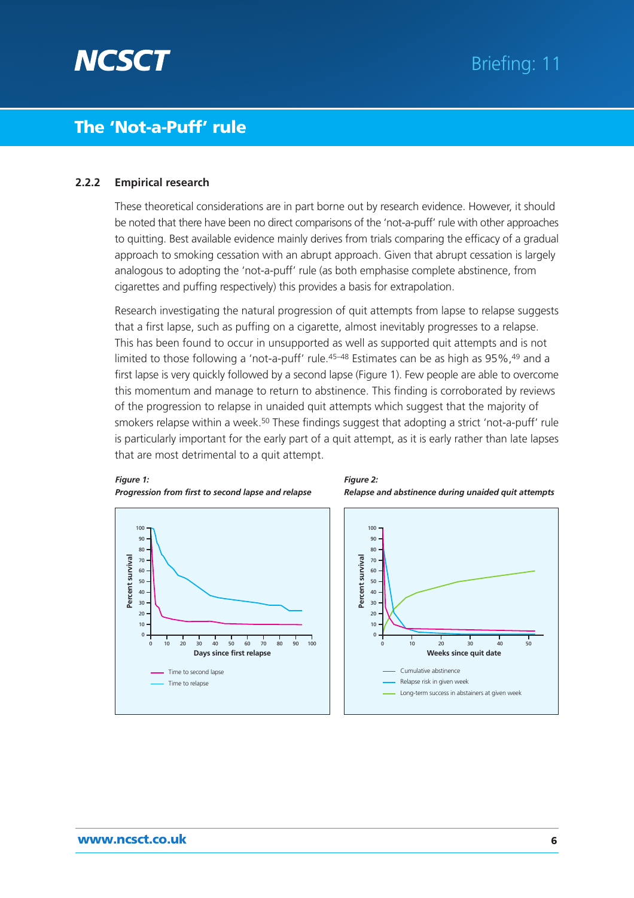### 2.2.2 Empirical research

These theoretical considerations are in part borne out by research evidence. However, it should be noted that there have been no direct comparisons of the 'not-a-puff' rule with other approaches to quitting. Best available evidence mainly derives from trials comparing the efficacy of a gradual approach to smoking cessation with an abrupt approach. Given that abrupt cessation is largely analogous to adopting the 'not-a-puff' rule (as both emphasise complete abstinence, from cigarettes and puffing respectively) this provides a basis for extrapolation.

Research investigating the natural progression of quit attempts from lapse to relapse suggests that a first lapse, such as puffing on a cigarette, almost inevitably progresses to a relapse. This has been found to occur in unsupported as well as supported quit attempts and is not limited to those following a 'not-a-puff' rule.[45–48] Estimates can be as high as 95%,[49] and a first lapse is very quickly followed by a second lapse (Figure 1). Few people are able to overcome this momentum and manage to return to abstinence. This finding is corroborated by reviews of the progression to relapse in unaided quit attempts which suggest that the majority of smokers relapse within a week.[50] These findings suggest that adopting a strict 'not-a-puff' rule is particularly important for the early part of a quit attempt, as it is early rather than late lapses that are most detrimental to a quit attempt.

***Figure 1:***
***Progression from first to second lapse and relapse***

***Figure 2:***
***Relapse and abstinence during unaided quit attempts***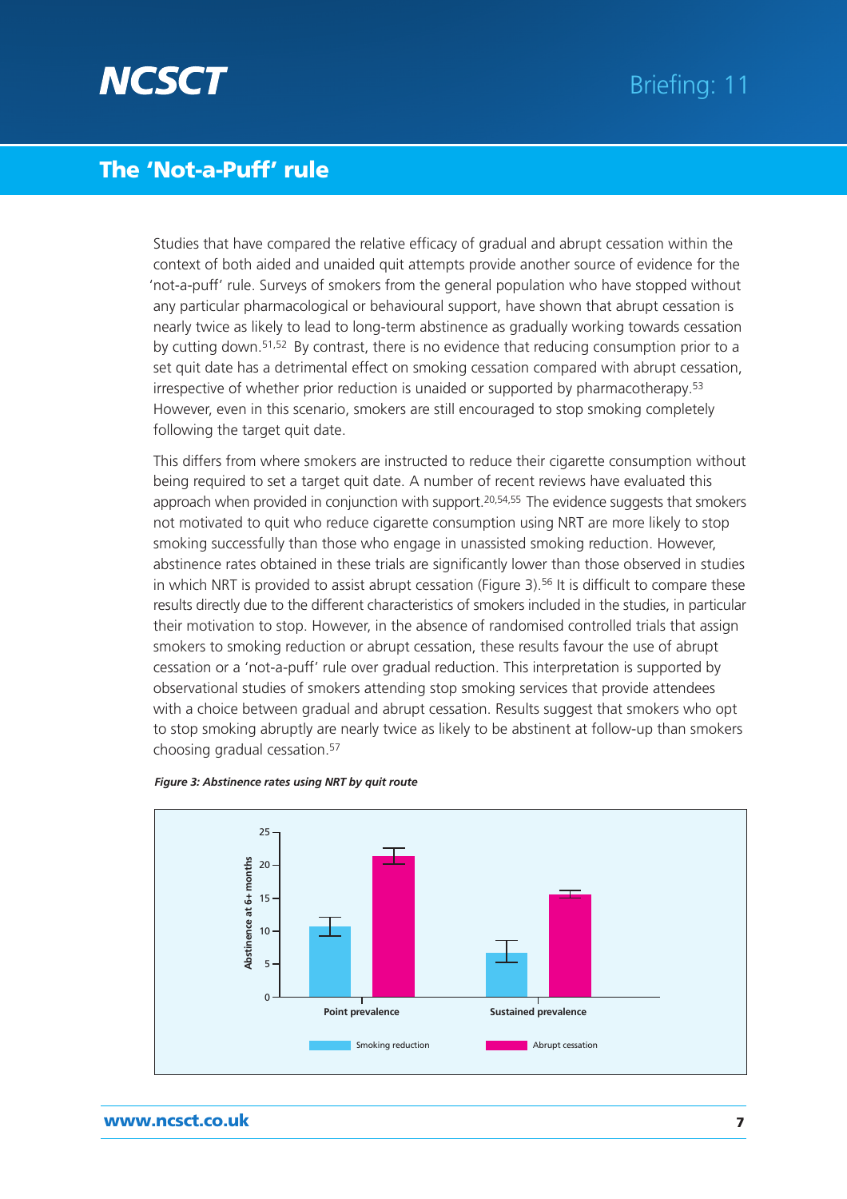Studies that have compared the relative efficacy of gradual and abrupt cessation within the context of both aided and unaided quit attempts provide another source of evidence for the 'not-a-puff' rule. Surveys of smokers from the general population who have stopped without any particular pharmacological or behavioural support, have shown that abrupt cessation is nearly twice as likely to lead to long-term abstinence as gradually working towards cessation by cutting down.[51,52] By contrast, there is no evidence that reducing consumption prior to a set quit date has a detrimental effect on smoking cessation compared with abrupt cessation, irrespective of whether prior reduction is unaided or supported by pharmacotherapy.[53] However, even in this scenario, smokers are still encouraged to stop smoking completely following the target quit date.

This differs from where smokers are instructed to reduce their cigarette consumption without being required to set a target quit date. A number of recent reviews have evaluated this approach when provided in conjunction with support.[20,54,55] The evidence suggests that smokers not motivated to quit who reduce cigarette consumption using NRT are more likely to stop smoking successfully than those who engage in unassisted smoking reduction. However, abstinence rates obtained in these trials are significantly lower than those observed in studies in which NRT is provided to assist abrupt cessation (Figure 3).[56] It is difficult to compare these results directly due to the different characteristics of smokers included in the studies, in particular their motivation to stop. However, in the absence of randomised controlled trials that assign smokers to smoking reduction or abrupt cessation, these results favour the use of abrupt cessation or a 'not-a-puff' rule over gradual reduction. This interpretation is supported by observational studies of smokers attending stop smoking services that provide attendees with a choice between gradual and abrupt cessation. Results suggest that smokers who opt to stop smoking abruptly are nearly twice as likely to be abstinent at follow-up than smokers choosing gradual cessation.[57]

***Figure 3: Abstinence rates using NRT by quit route***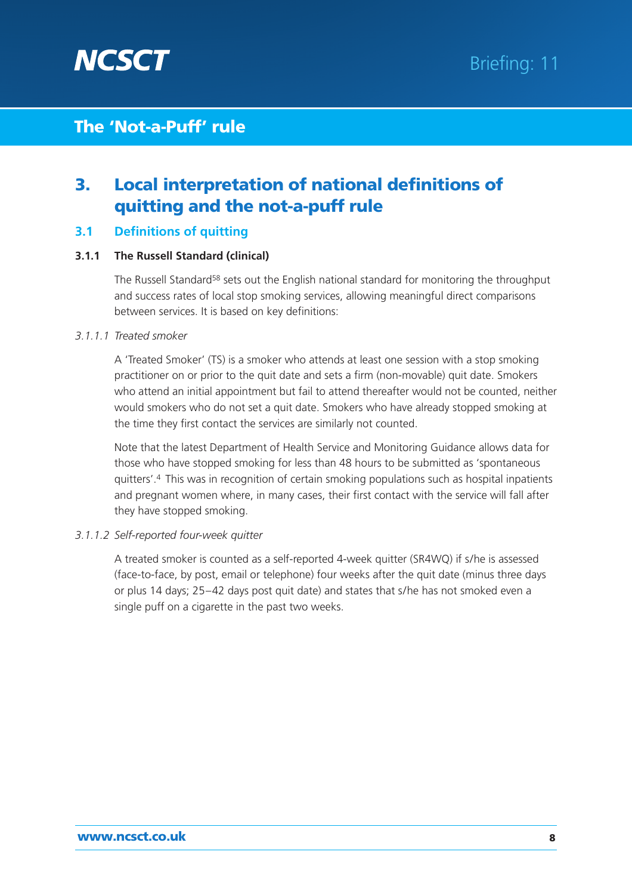## 3. Local interpretation of national definitions of quitting and the not-a-puff rule

### 3.1 Definitions of quitting

#### 3.1.1 The Russell Standard (clinical)

The Russell Standard[58] sets out the English national standard for monitoring the throughput and success rates of local stop smoking services, allowing meaningful direct comparisons between services. It is based on key definitions:

*3.1.1.1 Treated smoker*

A 'Treated Smoker' (TS) is a smoker who attends at least one session with a stop smoking practitioner on or prior to the quit date and sets a firm (non-movable) quit date. Smokers who attend an initial appointment but fail to attend thereafter would not be counted, neither would smokers who do not set a quit date. Smokers who have already stopped smoking at the time they first contact the services are similarly not counted.

Note that the latest Department of Health Service and Monitoring Guidance allows data for those who have stopped smoking for less than 48 hours to be submitted as 'spontaneous quitters'.[4] This was in recognition of certain smoking populations such as hospital inpatients and pregnant women where, in many cases, their first contact with the service will fall after they have stopped smoking.

*3.1.1.2 Self-reported four-week quitter*

A treated smoker is counted as a self-reported 4-week quitter (SR4WQ) if s/he is assessed (face-to-face, by post, email or telephone) four weeks after the quit date (minus three days or plus 14 days; 25–42 days post quit date) and states that s/he has not smoked even a single puff on a cigarette in the past two weeks.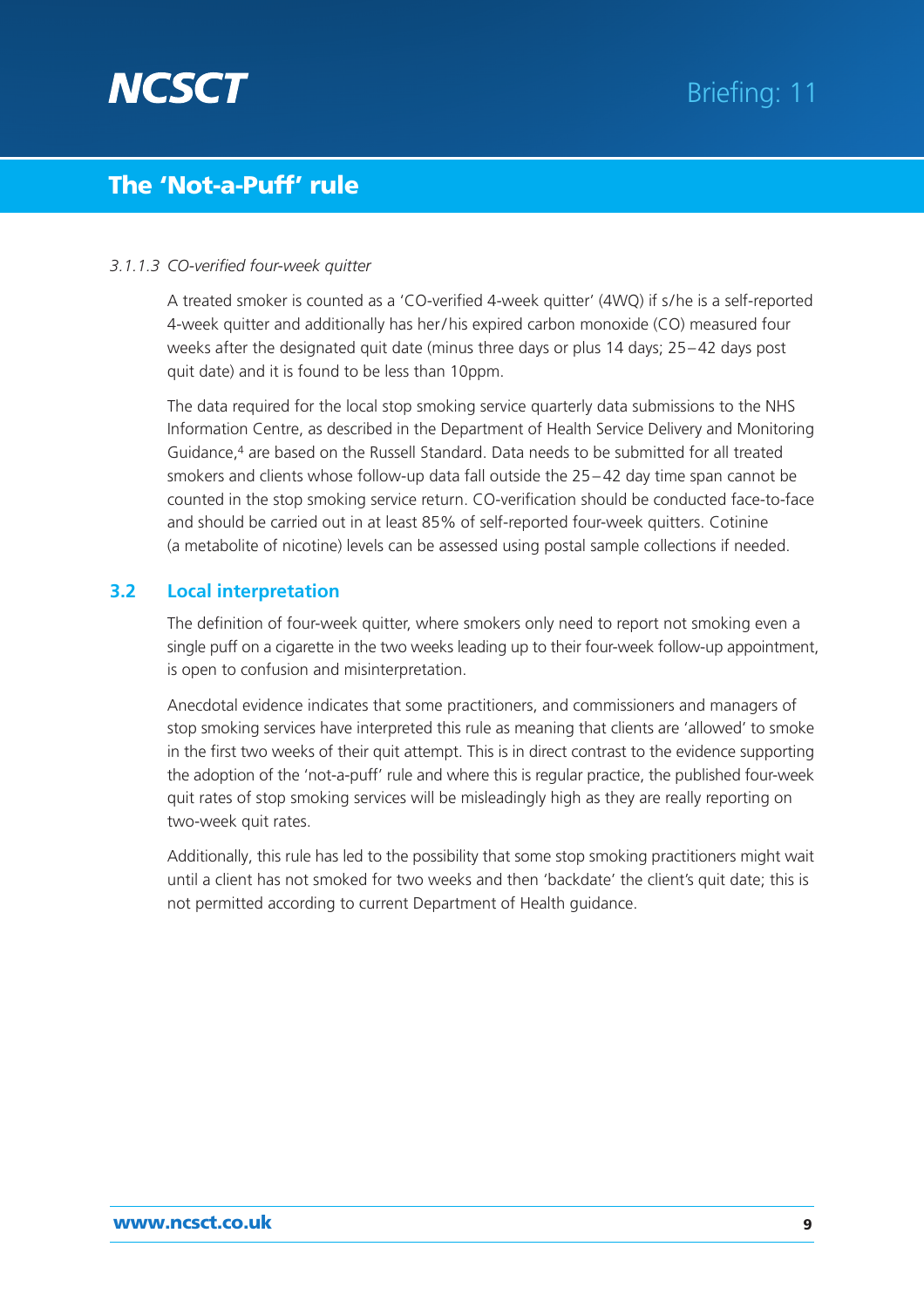*3.1.1.3 CO-verified four-week quitter*

A treated smoker is counted as a 'CO-verified 4-week quitter' (4WQ) if s/he is a self-reported 4-week quitter and additionally has her/his expired carbon monoxide (CO) measured four weeks after the designated quit date (minus three days or plus 14 days; 25–42 days post quit date) and it is found to be less than 10ppm.

The data required for the local stop smoking service quarterly data submissions to the NHS Information Centre, as described in the Department of Health Service Delivery and Monitoring Guidance,[4] are based on the Russell Standard. Data needs to be submitted for all treated smokers and clients whose follow-up data fall outside the 25–42 day time span cannot be counted in the stop smoking service return. CO-verification should be conducted face-to-face and should be carried out in at least 85% of self-reported four-week quitters. Cotinine (a metabolite of nicotine) levels can be assessed using postal sample collections if needed.

## 3.2 Local interpretation

The definition of four-week quitter, where smokers only need to report not smoking even a single puff on a cigarette in the two weeks leading up to their four-week follow-up appointment, is open to confusion and misinterpretation.

Anecdotal evidence indicates that some practitioners, and commissioners and managers of stop smoking services have interpreted this rule as meaning that clients are 'allowed' to smoke in the first two weeks of their quit attempt. This is in direct contrast to the evidence supporting the adoption of the 'not-a-puff' rule and where this is regular practice, the published four-week quit rates of stop smoking services will be misleadingly high as they are really reporting on two-week quit rates.

Additionally, this rule has led to the possibility that some stop smoking practitioners might wait until a client has not smoked for two weeks and then 'backdate' the client's quit date; this is not permitted according to current Department of Health guidance.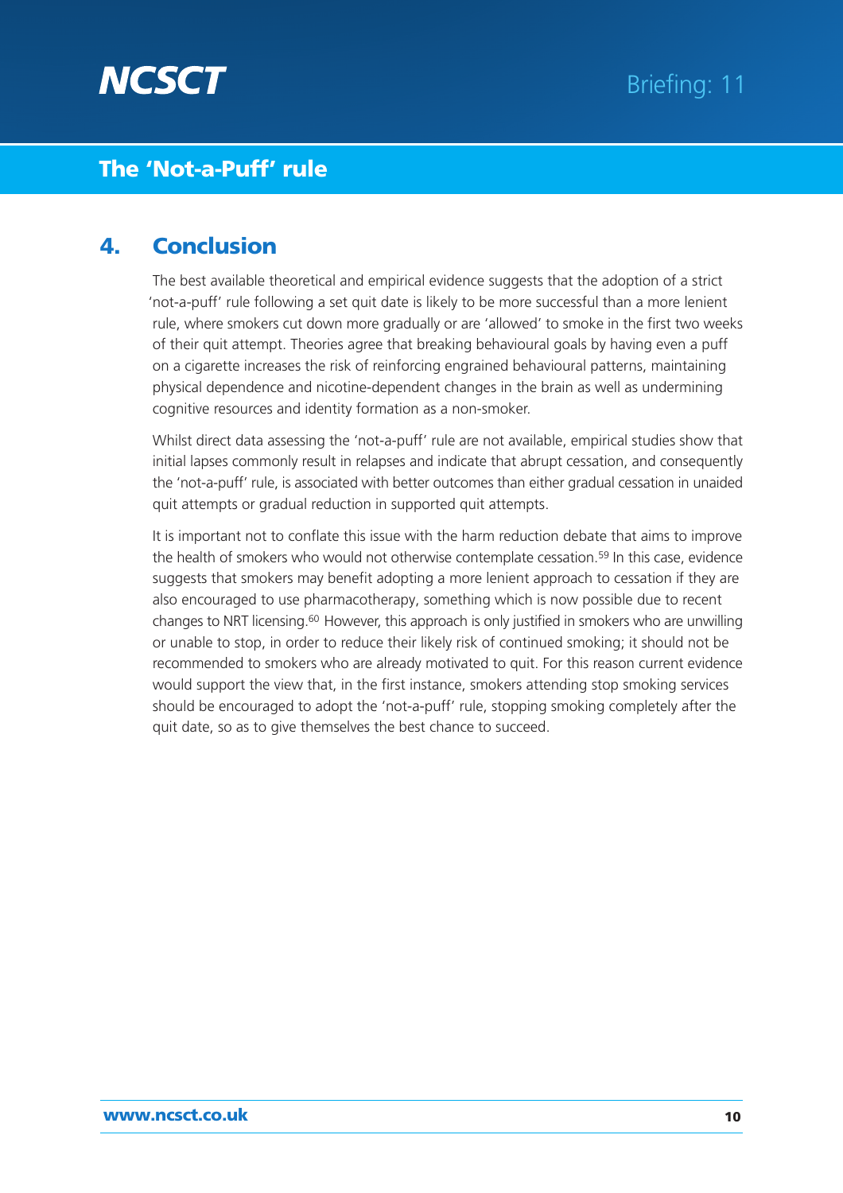## 4. Conclusion

The best available theoretical and empirical evidence suggests that the adoption of a strict 'not-a-puff' rule following a set quit date is likely to be more successful than a more lenient rule, where smokers cut down more gradually or are 'allowed' to smoke in the first two weeks of their quit attempt. Theories agree that breaking behavioural goals by having even a puff on a cigarette increases the risk of reinforcing engrained behavioural patterns, maintaining physical dependence and nicotine-dependent changes in the brain as well as undermining cognitive resources and identity formation as a non-smoker.

Whilst direct data assessing the 'not-a-puff' rule are not available, empirical studies show that initial lapses commonly result in relapses and indicate that abrupt cessation, and consequently the 'not-a-puff' rule, is associated with better outcomes than either gradual cessation in unaided quit attempts or gradual reduction in supported quit attempts.

It is important not to conflate this issue with the harm reduction debate that aims to improve the health of smokers who would not otherwise contemplate cessation.[59] In this case, evidence suggests that smokers may benefit adopting a more lenient approach to cessation if they are also encouraged to use pharmacotherapy, something which is now possible due to recent changes to NRT licensing.[60] However, this approach is only justified in smokers who are unwilling or unable to stop, in order to reduce their likely risk of continued smoking; it should not be recommended to smokers who are already motivated to quit. For this reason current evidence would support the view that, in the first instance, smokers attending stop smoking services should be encouraged to adopt the 'not-a-puff' rule, stopping smoking completely after the quit date, so as to give themselves the best chance to succeed.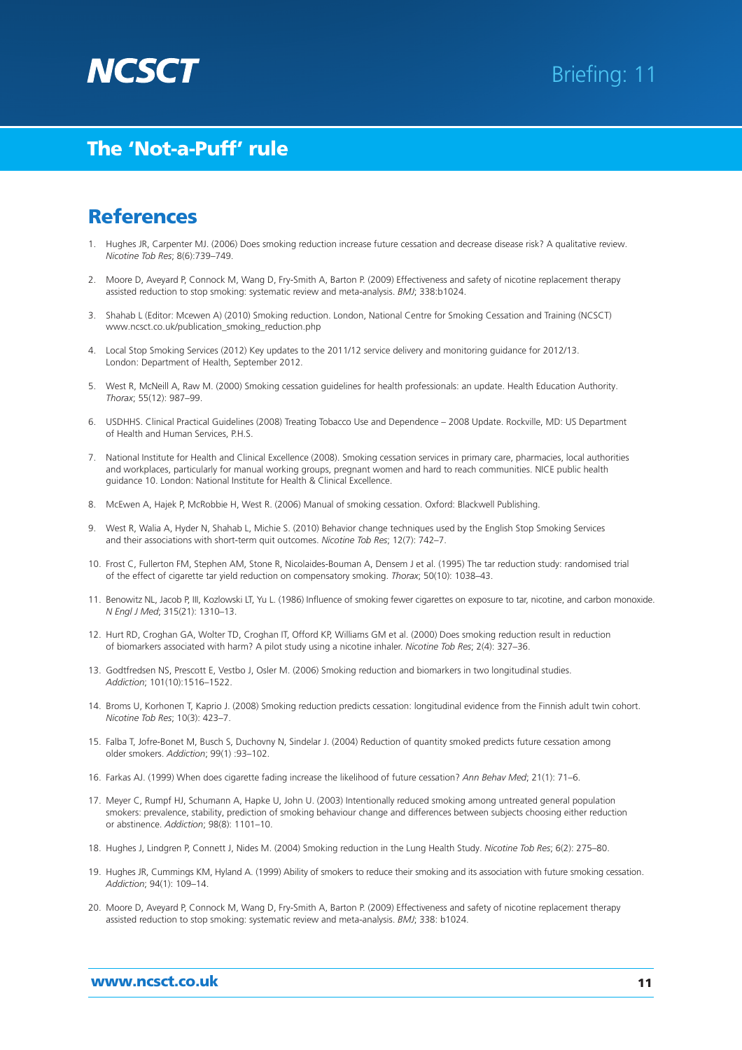# The 'Not-a-Puff' rule

## References

1. Hughes JR, Carpenter MJ. (2006) Does smoking reduction increase future cessation and decrease disease risk? A qualitative review. *Nicotine Tob Res*; 8(6):739–749.
2. Moore D, Aveyard P, Connock M, Wang D, Fry-Smith A, Barton P. (2009) Effectiveness and safety of nicotine replacement therapy assisted reduction to stop smoking: systematic review and meta-analysis. *BMJ*; 338:b1024.
3. Shahab L (Editor: Mcewen A) (2010) Smoking reduction. London, National Centre for Smoking Cessation and Training (NCSCT) www.ncsct.co.uk/publication_smoking_reduction.php
4. Local Stop Smoking Services (2012) Key updates to the 2011/12 service delivery and monitoring guidance for 2012/13. London: Department of Health, September 2012.
5. West R, McNeill A, Raw M. (2000) Smoking cessation guidelines for health professionals: an update. Health Education Authority. *Thorax*; 55(12): 987–99.
6. USDHHS. Clinical Practical Guidelines (2008) Treating Tobacco Use and Dependence – 2008 Update. Rockville, MD: US Department of Health and Human Services, P.H.S.
7. National Institute for Health and Clinical Excellence (2008). Smoking cessation services in primary care, pharmacies, local authorities and workplaces, particularly for manual working groups, pregnant women and hard to reach communities. NICE public health guidance 10. London: National Institute for Health & Clinical Excellence.
8. McEwen A, Hajek P, McRobbie H, West R. (2006) Manual of smoking cessation. Oxford: Blackwell Publishing.
9. West R, Walia A, Hyder N, Shahab L, Michie S. (2010) Behavior change techniques used by the English Stop Smoking Services and their associations with short-term quit outcomes. *Nicotine Tob Res*; 12(7): 742–7.
10. Frost C, Fullerton FM, Stephen AM, Stone R, Nicolaides-Bouman A, Densem J et al. (1995) The tar reduction study: randomised trial of the effect of cigarette tar yield reduction on compensatory smoking. *Thorax*; 50(10): 1038–43.
11. Benowitz NL, Jacob P, III, Kozlowski LT, Yu L. (1986) Influence of smoking fewer cigarettes on exposure to tar, nicotine, and carbon monoxide. *N Engl J Med*; 315(21): 1310–13.
12. Hurt RD, Croghan GA, Wolter TD, Croghan IT, Offord KP, Williams GM et al. (2000) Does smoking reduction result in reduction of biomarkers associated with harm? A pilot study using a nicotine inhaler. *Nicotine Tob Res*; 2(4): 327–36.
13. Godtfredsen NS, Prescott E, Vestbo J, Osler M. (2006) Smoking reduction and biomarkers in two longitudinal studies. *Addiction*; 101(10):1516–1522.
14. Broms U, Korhonen T, Kaprio J. (2008) Smoking reduction predicts cessation: longitudinal evidence from the Finnish adult twin cohort. *Nicotine Tob Res*; 10(3): 423–7.
15. Falba T, Jofre-Bonet M, Busch S, Duchovny N, Sindelar J. (2004) Reduction of quantity smoked predicts future cessation among older smokers. *Addiction*; 99(1) :93–102.
16. Farkas AJ. (1999) When does cigarette fading increase the likelihood of future cessation? *Ann Behav Med*; 21(1): 71–6.
17. Meyer C, Rumpf HJ, Schumann A, Hapke U, John U. (2003) Intentionally reduced smoking among untreated general population smokers: prevalence, stability, prediction of smoking behaviour change and differences between subjects choosing either reduction or abstinence. *Addiction*; 98(8): 1101–10.
18. Hughes J, Lindgren P, Connett J, Nides M. (2004) Smoking reduction in the Lung Health Study. *Nicotine Tob Res*; 6(2): 275–80.
19. Hughes JR, Cummings KM, Hyland A. (1999) Ability of smokers to reduce their smoking and its association with future smoking cessation. *Addiction*; 94(1): 109–14.
20. Moore D, Aveyard P, Connock M, Wang D, Fry-Smith A, Barton P. (2009) Effectiveness and safety of nicotine replacement therapy assisted reduction to stop smoking: systematic review and meta-analysis. *BMJ*; 338: b1024.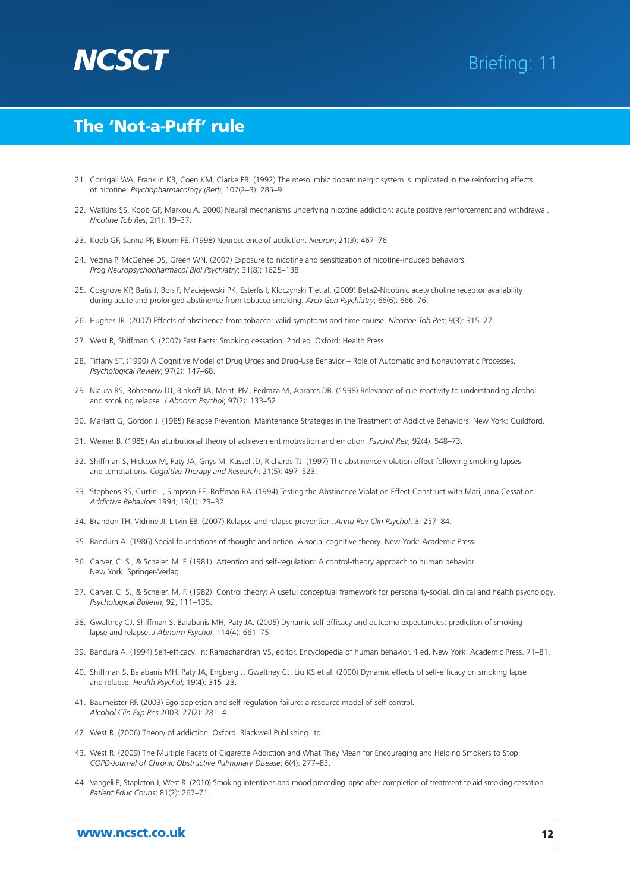21. Corrigall WA, Franklin KB, Coen KM, Clarke PB. (1992) The mesolimbic dopaminergic system is implicated in the reinforcing effects of nicotine. *Psychopharmacology (Berl)*; 107(2–3): 285–9.

22. Watkins SS, Koob GF, Markou A. 2000) Neural mechanisms underlying nicotine addiction: acute positive reinforcement and withdrawal. *Nicotine Tob Res*; 2(1): 19–37.

23. Koob GF, Sanna PP, Bloom FE. (1998) Neuroscience of addiction. *Neuron*; 21(3): 467–76.

24. Vezina P, McGehee DS, Green WN. (2007) Exposure to nicotine and sensitization of nicotine-induced behaviors. *Prog Neuropsychopharmacol Biol Psychiatry*; 31(8): 1625–138.

25. Cosgrove KP, Batis J, Bois F, Maciejewski PK, Esterlis I, Kloczynski T et al. (2009) Beta2-Nicotinic acetylcholine receptor availability during acute and prolonged abstinence from tobacco smoking. *Arch Gen Psychiatry*; 66(6): 666–76.

26. Hughes JR. (2007) Effects of abstinence from tobacco: valid symptoms and time course. *Nicotine Tob Res*; 9(3): 315–27.

27. West R, Shiffman S. (2007) Fast Facts: Smoking cessation. 2nd ed. Oxford: Health Press.

28. Tiffany ST. (1990) A Cognitive Model of Drug Urges and Drug-Use Behavior – Role of Automatic and Nonautomatic Processes. *Psychological Review*; 97(2): 147–68.

29. Niaura RS, Rohsenow DJ, Binkoff JA, Monti PM, Pedraza M, Abrams DB. (1998) Relevance of cue reactivity to understanding alcohol and smoking relapse. *J Abnorm Psychol*; 97(2): 133–52.

30. Marlatt G, Gordon J. (1985) Relapse Prevention: Maintenance Strategies in the Treatment of Addictive Behaviors. New York: Guildford.

31. Weiner B. (1985) An attributional theory of achievement motivation and emotion. *Psychol Rev*; 92(4): 548–73.

32. Shiffman S, Hickcox M, Paty JA, Gnys M, Kassel JD, Richards TJ. (1997) The abstinence violation effect following smoking lapses and temptations. *Cognitive Therapy and Research*; 21(5): 497–523.

33. Stephens RS, Curtin L, Simpson EE, Roffman RA. (1994) Testing the Abstinence Violation Effect Construct with Marijuana Cessation. *Addictive Behaviors* 1994; 19(1): 23–32.

34. Brandon TH, Vidrine JI, Litvin EB. (2007) Relapse and relapse prevention. *Annu Rev Clin Psychol*; 3: 257–84.

35. Bandura A. (1986) Social foundations of thought and action. A social cognitive theory. New York: Academic Press.

36. Carver, C. S., & Scheier, M. F. (1981). Attention and self-regulation: A control-theory approach to human behavior. New York: Springer-Verlag.

37. Carver, C. S., & Scheier, M. F. (1982). Control theory: A useful conceptual framework for personality-social, clinical and health psychology. *Psychological Bulletin*, 92, 111–135.

38. Gwaltney CJ, Shiffman S, Balabanis MH, Paty JA. (2005) Dynamic self-efficacy and outcome expectancies: prediction of smoking lapse and relapse. *J Abnorm Psychol*; 114(4): 661–75.

39. Bandura A. (1994) Self-efficacy. In: Ramachandran VS, editor. Encyclopedia of human behavior. 4 ed. New York: Academic Press. 71–81.

40. Shiffman S, Balabanis MH, Paty JA, Engberg J, Gwaltney CJ, Liu KS et al. (2000) Dynamic effects of self-efficacy on smoking lapse and relapse. *Health Psychol*; 19(4): 315–23.

41. Baumeister RF. (2003) Ego depletion and self-regulation failure: a resource model of self-control. *Alcohol Clin Exp Res* 2003; 27(2): 281–4.

42. West R. (2006) Theory of addiction. Oxford: Blackwell Publishing Ltd.

43. West R. (2009) The Multiple Facets of Cigarette Addiction and What They Mean for Encouraging and Helping Smokers to Stop. *COPD-Journal of Chronic Obstructive Pulmonary Disease*; 6(4): 277–83.

44. Vangeli E, Stapleton J, West R. (2010) Smoking intentions and mood preceding lapse after completion of treatment to aid smoking cessation. *Patient Educ Couns*; 81(2): 267–71.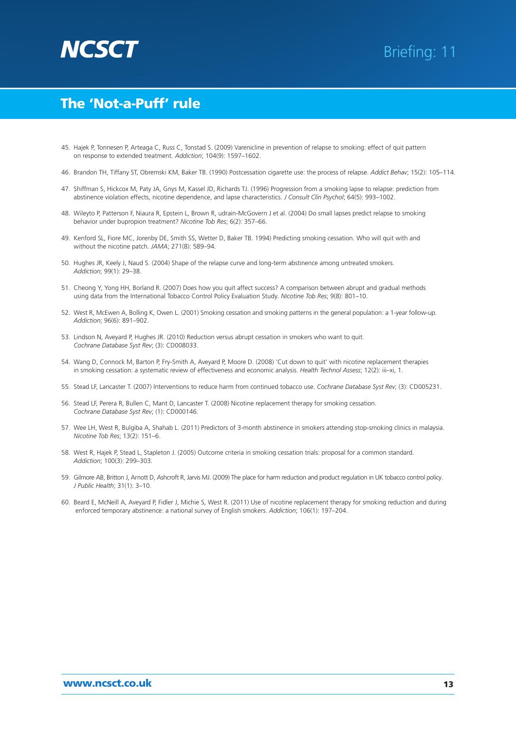45. Hajek P, Tonnesen P, Arteaga C, Russ C, Tonstad S. (2009) Varenicline in prevention of relapse to smoking: effect of quit pattern on response to extended treatment. *Addiction*; 104(9): 1597–1602.

46. Brandon TH, Tiffany ST, Obremski KM, Baker TB. (1990) Postcessation cigarette use: the process of relapse. *Addict Behav*; 15(2): 105–114.

47. Shiffman S, Hickcox M, Paty JA, Gnys M, Kassel JD, Richards TJ. (1996) Progression from a smoking lapse to relapse: prediction from abstinence violation effects, nicotine dependence, and lapse characteristics. *J Consult Clin Psychol*; 64(5): 993–1002.

48. Wileyto P, Patterson F, Niaura R, Epstein L, Brown R, udrain-McGovern J et al. (2004) Do small lapses predict relapse to smoking behavior under bupropion treatment? *Nicotine Tob Res*; 6(2): 357–66.

49. Kenford SL, Fiore MC, Jorenby DE, Smith SS, Wetter D, Baker TB. 1994) Predicting smoking cessation. Who will quit with and without the nicotine patch. *JAMA*; 271(8): 589–94.

50. Hughes JR, Keely J, Naud S. (2004) Shape of the relapse curve and long-term abstinence among untreated smokers. *Addiction*; 99(1): 29–38.

51. Cheong Y, Yong HH, Borland R. (2007) Does how you quit affect success? A comparison between abrupt and gradual methods using data from the International Tobacco Control Policy Evaluation Study. *Nicotine Tob Res*; 9(8): 801–10.

52. West R, McEwen A, Bolling K, Owen L. (2001) Smoking cessation and smoking patterns in the general population: a 1-year follow-up. *Addiction*; 96(6): 891–902.

53. Lindson N, Aveyard P, Hughes JR. (2010) Reduction versus abrupt cessation in smokers who want to quit. *Cochrane Database Syst Rev*; (3): CD008033.

54. Wang D, Connock M, Barton P, Fry-Smith A, Aveyard P, Moore D. (2008) 'Cut down to quit' with nicotine replacement therapies in smoking cessation: a systematic review of effectiveness and economic analysis. *Health Technol Assess*; 12(2): iii–xi, 1.

55. Stead LF, Lancaster T. (2007) Interventions to reduce harm from continued tobacco use. *Cochrane Database Syst Rev*; (3): CD005231.

56. Stead LF, Perera R, Bullen C, Mant D, Lancaster T. (2008) Nicotine replacement therapy for smoking cessation. *Cochrane Database Syst Rev*; (1): CD000146.

57. Wee LH, West R, Bulgiba A, Shahab L. (2011) Predictors of 3-month abstinence in smokers attending stop-smoking clinics in malaysia. *Nicotine Tob Res*; 13(2): 151–6.

58. West R, Hajek P, Stead L, Stapleton J. (2005) Outcome criteria in smoking cessation trials: proposal for a common standard. *Addiction*; 100(3): 299–303.

59. Gilmore AB, Britton J, Arnott D, Ashcroft R, Jarvis MJ. (2009) The place for harm reduction and product regulation in UK tobacco control policy. *J Public Health*; 31(1): 3–10.

60. Beard E, McNeill A, Aveyard P, Fidler J, Michie S, West R. (2011) Use of nicotine replacement therapy for smoking reduction and during enforced temporary abstinence: a national survey of English smokers. *Addiction*; 106(1): 197–204.